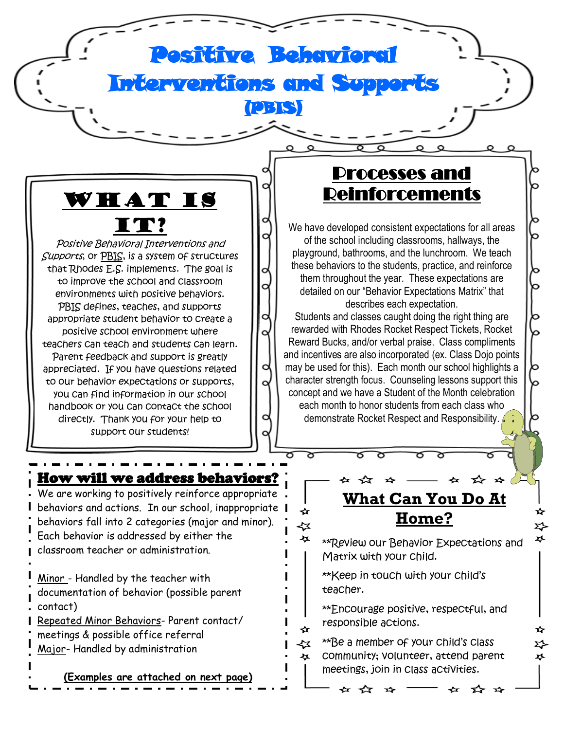# Positive Behavioral Interventions and Supports (PBIS)

## What is it?

*Positive Behavioral Interventions and Supports*, or PBIS, is a system of structures that Rhodes E.S. implements. The goal is to improve the school and classroom environments with positive behaviors. PBIS defines, teaches, and supports appropriate student behavior to create a positive school environment where teachers can teach and students can learn. Parent feedback and support is greatly appreciated. If you have questions related to our behavior expectations or supports, you can find information in our school handbook or you can contact the school directly. Thank you for your help to support our students!

## Processes and Reinforcements

We have developed consistent expectations for all areas of the school including classrooms, hallways, the playground, bathrooms, and the lunchroom. We teach these behaviors to the students, practice, and reinforce them throughout the year. These expectations are detailed on our "Behavior Expectations Matrix" that describes each expectation.

Students and classes caught doing the right thing are rewarded with Rhodes Rocket Respect Tickets, Rocket Reward Bucks, and/or verbal praise. Class compliments and incentives are also incorporated (ex. Class Dojo points may be used for this). Each month our school highlights a character strength focus. Counseling lessons support this concept and we have a Student of the Month celebration each month to honor students from each class who demonstrate Rocket Respect and Responsibility.

## How will we address behaviors?

We are working to positively reinforce appropriate behaviors and actions. In our school, inappropriate behaviors fall into 2 categories (major and minor). Each behavior is addressed by either the classroom teacher or administration.

Minor - Handled by the teacher with documentation of behavior (possible parent contact)

Repeated Minor Behaviors- Parent contact/ meetings & possible office referral

Major- Handled by administration

**(Examples are attached on next page)**

## What Can You Do At Home?

**Review our Behavior Expectations and Matrix with your child.

**Keep in touch with your child's teacher.

**Encourage positive, respectful, and responsible actions.

**Be a member of your child's class community; volunteer, attend parent meetings, join in class activities.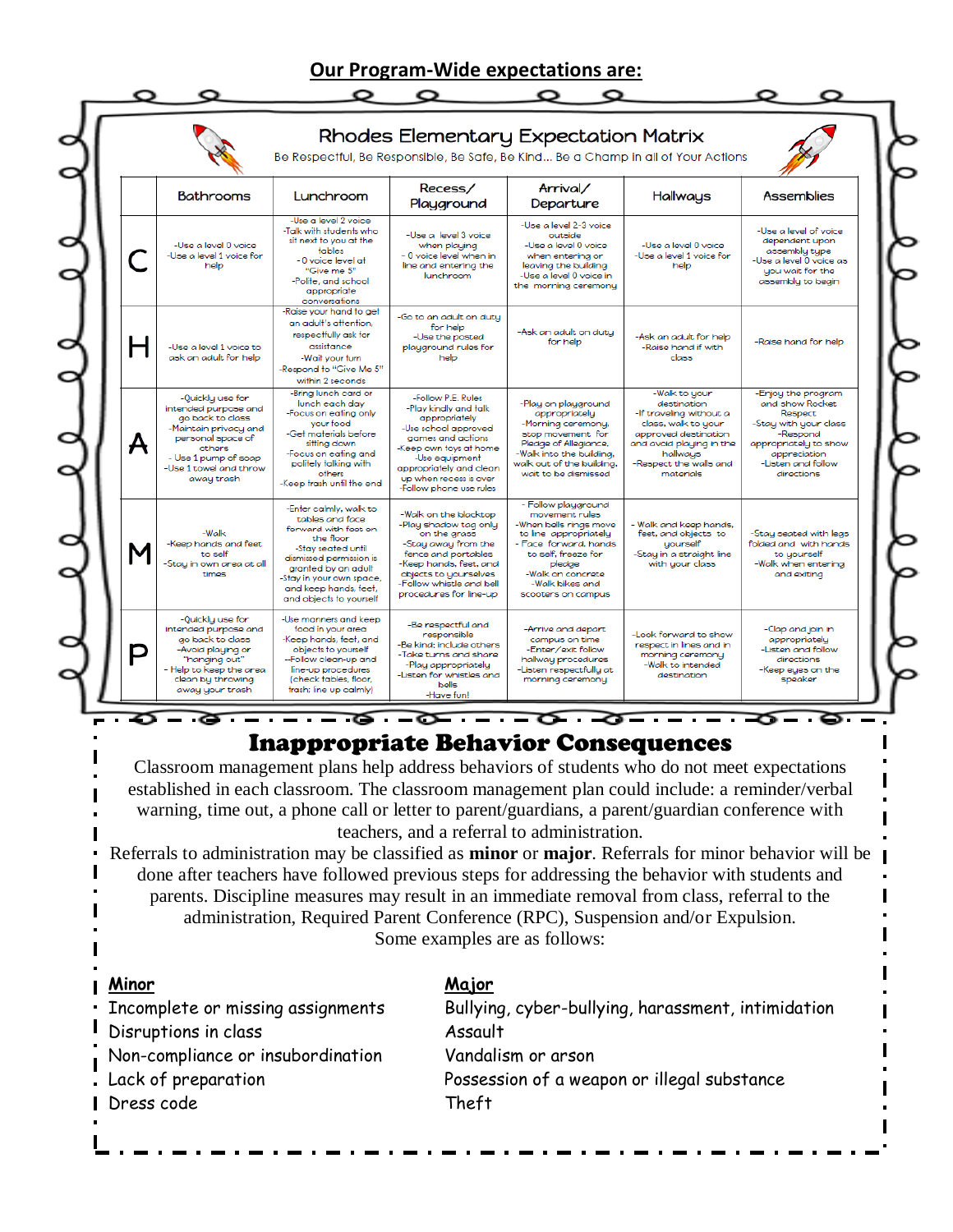## Our Program-Wide expectations are:

### Rhodes Elementary Expectation Matrix

Be Respectful, Be Responsible, Be Safe, Be Kind... Be a Champ in all of Your Actions

| | Bathrooms | Lunchroom | Recess/ Playground | Arrival/ Departure | Hallways | Assemblies |
|---|---|---|---|---|---|---|
| C | -Use a level 0 voice -Use a level 1 voice for help | -Use a level 2 voice -Talk with students who sit next to you at the tables - 0 voice level at "Give me 5" -Polite, and school appropriate conversations | -Use a level 3 voice when playing - 0 voice level when in line and entering the lunchroom | -Use a level 2-3 voice outside -Use a level 0 voice when entering or leaving the building -Use a level 0 voice in the morning ceremony | -Use a level 0 voice -Use a level 1 voice for help | -Use a level of voice dependent upon assembly type -Use a level 0 voice as you wait for the assembly to begin |
| H | -Use a level 1 voice to ask an adult for help | -Raise your hand to get an adult's attention, respectfully ask for assistance -Wait your turn -Respond to "Give Me 5" within 2 seconds | -Go to an adult on duty for help -Use the posted playground rules for help | -Ask an adult on duty for help | -Ask an adult for help -Raise hand if with class | -Raise hand for help |
| A | -Quickly use for intended purpose and go back to class -Maintain privacy and personal space of others - Use 1 pump of soap -Use 1 towel and throw away trash | -Bring lunch card or lunch each day -Focus on eating only your food -Get materials before sitting down -Focus on eating and politely talking with others -Keep trash until the end | -Follow P.E. Rules -Play kindly and talk appropriately -Use school approved games and actions -Keep own toys at home -Use equipment appropriately and clean up when recess is over -Follow phone use rules | -Play on playground appropriately -Morning ceremony, stop movement for Pledge of Allegiance, -Walk into the building, walk out of the building, wait to be dismissed | -Walk to your destination -If traveling without a class, walk to your approved destination and avoid playing in the hallways -Respect the walls and materials | -Enjoy the program and show Rocket Respect -Stay with your class -Respond appropriately to show appreciation -Listen and follow directions |
| M | -Walk -Keep hands and feet to self -Stay in own area at all times | -Enter calmly, walk to tables and face forward with feet on the floor -Stay seated until dismissed permission is granted by an adult -Stay in your own space, and keep hands, feet, and objects to yourself | -Walk on the blacktop -Play shadow tag only on the grass -Stay away from the fence and portables -Keep hands, feet, and objects to yourselves -Follow whistle and bell procedures for line-up | - Follow playground movement rules -When bells rings move to line appropriately - Face forward, hands to self, freeze for pledge -Walk on concrete -Walk bikes and scooters on campus | - Walk and keep hands, feet, and objects to yourself -Stay in a straight line with your class | -Stay seated with legs folded and with hands to yourself -Walk when entering and exiting |
| P | -Quickly use for intended purpose and go back to class -Avoid playing or "hanging out" - Help to keep the area clean by throwing away your trash | -Use manners and keep food in your area -Keep hands, feet, and objects to yourself --Follow clean-up and line-up procedures (check tables, floor, trash; line up calmly) | -Be respectful and responsible -Be kind; include others -Take turns and share -Play appropriately -Listen for whistles and bells -Have fun! | -Arrive and depart campus on time -Enter/exit follow hallway procedures -Listen respectfully at morning ceremony | -Look forward to show respect in lines and in morning ceremony -Walk to intended destination | -Clap and join in appropriately -Listen and follow directions -Keep eyes on the speaker |

## Inappropriate Behavior Consequences

Classroom management plans help address behaviors of students who do not meet expectations established in each classroom. The classroom management plan could include: a reminder/verbal warning, time out, a phone call or letter to parent/guardians, a parent/guardian conference with teachers, and a referral to administration.

Referrals to administration may be classified as **minor** or **major**. Referrals for minor behavior will be done after teachers have followed previous steps for addressing the behavior with students and parents. Discipline measures may result in an immediate removal from class, referral to the administration, Required Parent Conference (RPC), Suspension and/or Expulsion. Some examples are as follows:

**Minor**

Incomplete or missing assignments
Disruptions in class
Non-compliance or insubordination
Lack of preparation
Dress code

**Major**

Bullying, cyber-bullying, harassment, intimidation
Assault
Vandalism or arson
Possession of a weapon or illegal substance
Theft